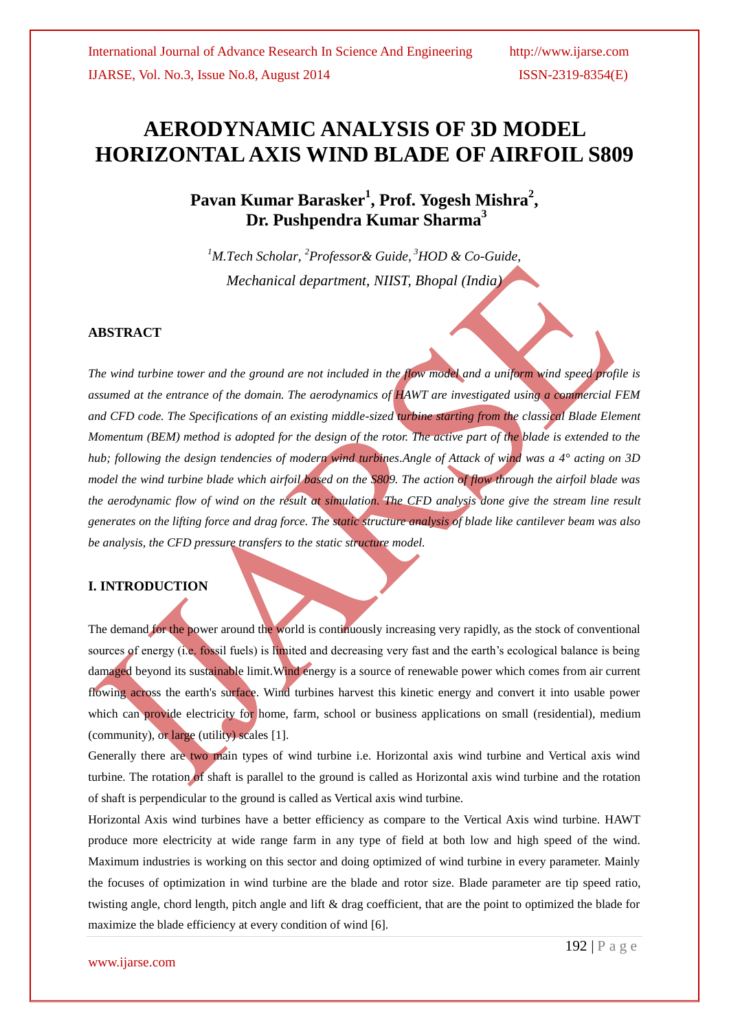# AERODYNAMIC ANALYSIS OF 3D MODEL HORIZONTAL AXIS WIND BLADE OF AIRFOIL S809

**Pavan Kumar Barasker[1], Prof. Yogesh Mishra[2], Dr. Pushpendra Kumar Sharma[3]**

*[1]M.Tech Scholar, [2]Professor& Guide, [3]HOD & Co-Guide, Mechanical department, NIIST, Bhopal (India)*

## ABSTRACT

*The wind turbine tower and the ground are not included in the flow model and a uniform wind speed profile is assumed at the entrance of the domain. The aerodynamics of HAWT are investigated using a commercial FEM and CFD code. The Specifications of an existing middle-sized turbine starting from the classical Blade Element Momentum (BEM) method is adopted for the design of the rotor. The active part of the blade is extended to the hub; following the design tendencies of modern wind turbines.Angle of Attack of wind was a 4° acting on 3D model the wind turbine blade which airfoil based on the S809. The action of flow through the airfoil blade was the aerodynamic flow of wind on the result at simulation. The CFD analysis done give the stream line result generates on the lifting force and drag force. The static structure analysis of blade like cantilever beam was also be analysis, the CFD pressure transfers to the static structure model.*

## I. INTRODUCTION

The demand for the power around the world is continuously increasing very rapidly, as the stock of conventional sources of energy (i.e. fossil fuels) is limited and decreasing very fast and the earth's ecological balance is being damaged beyond its sustainable limit.Wind energy is a source of renewable power which comes from air current flowing across the earth's surface. Wind turbines harvest this kinetic energy and convert it into usable power which can provide electricity for home, farm, school or business applications on small (residential), medium (community), or large (utility) scales [1].

Generally there are two main types of wind turbine i.e. Horizontal axis wind turbine and Vertical axis wind turbine. The rotation of shaft is parallel to the ground is called as Horizontal axis wind turbine and the rotation of shaft is perpendicular to the ground is called as Vertical axis wind turbine.

Horizontal Axis wind turbines have a better efficiency as compare to the Vertical Axis wind turbine. HAWT produce more electricity at wide range farm in any type of field at both low and high speed of the wind. Maximum industries is working on this sector and doing optimized of wind turbine in every parameter. Mainly the focuses of optimization in wind turbine are the blade and rotor size. Blade parameter are tip speed ratio, twisting angle, chord length, pitch angle and lift & drag coefficient, that are the point to optimized the blade for maximize the blade efficiency at every condition of wind [6].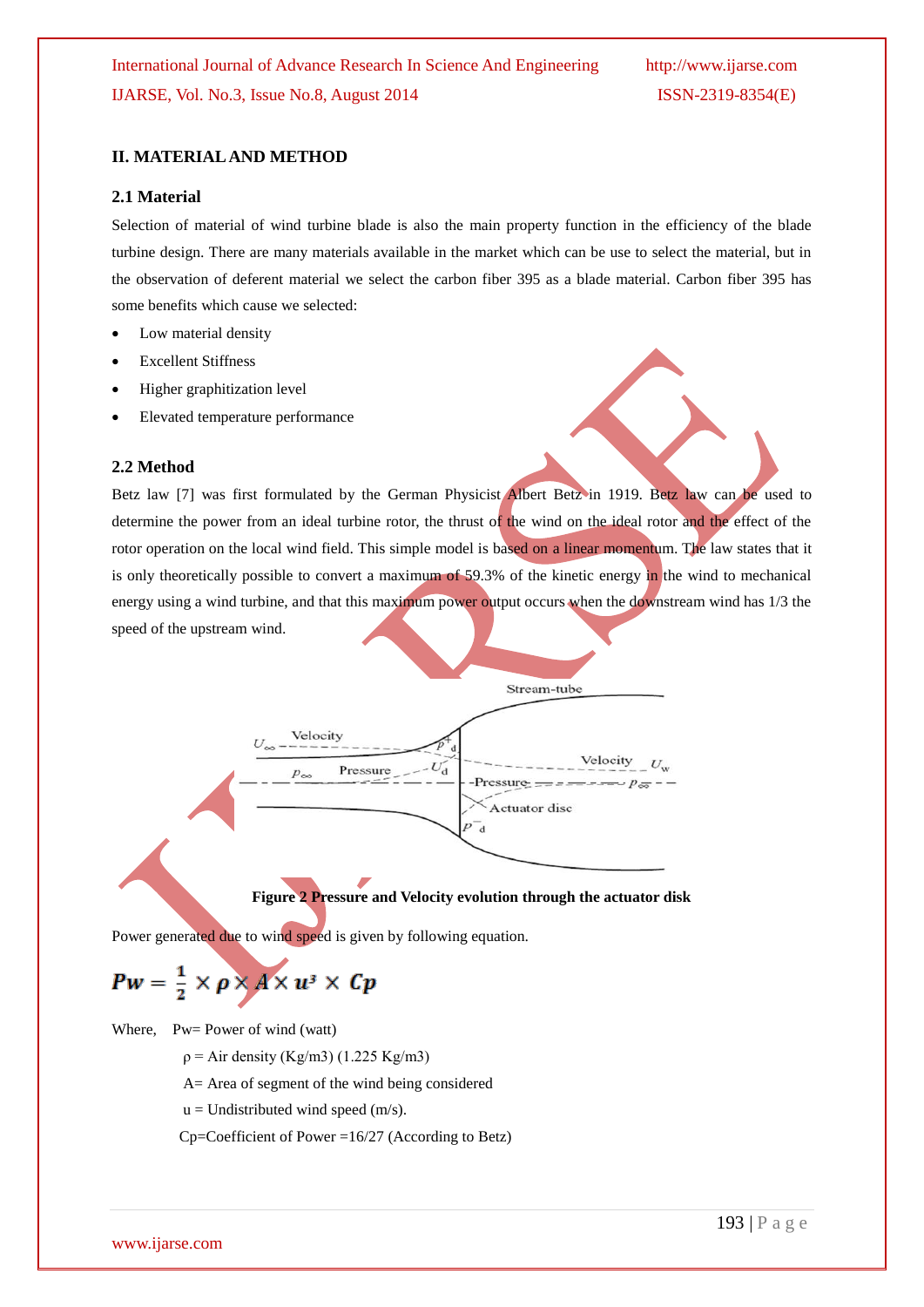## II. MATERIAL AND METHOD

### 2.1 Material

Selection of material of wind turbine blade is also the main property function in the efficiency of the blade turbine design. There are many materials available in the market which can be use to select the material, but in the observation of deferent material we select the carbon fiber 395 as a blade material. Carbon fiber 395 has some benefits which cause we selected:

- Low material density
- Excellent Stiffness
- Higher graphitization level
- Elevated temperature performance

### 2.2 Method

Betz law [7] was first formulated by the German Physicist Albert Betz in 1919. Betz law can be used to determine the power from an ideal turbine rotor, the thrust of the wind on the ideal rotor and the effect of the rotor operation on the local wind field. This simple model is based on a linear momentum. The law states that it is only theoretically possible to convert a maximum of 59.3% of the kinetic energy in the wind to mechanical energy using a wind turbine, and that this maximum power output occurs when the downstream wind has 1/3 the speed of the upstream wind.

**Figure 2 Pressure and Velocity evolution through the actuator disk**

Power generated due to wind speed is given by following equation.

$$Pw = \frac{1}{2} \times \rho \times A \times u^3 \times Cp$$

Where, Pw= Power of wind (watt)

ρ = Air density (Kg/m3) (1.225 Kg/m3)

A= Area of segment of the wind being considered

u = Undistributed wind speed (m/s).

Cp=Coefficient of Power =16/27 (According to Betz)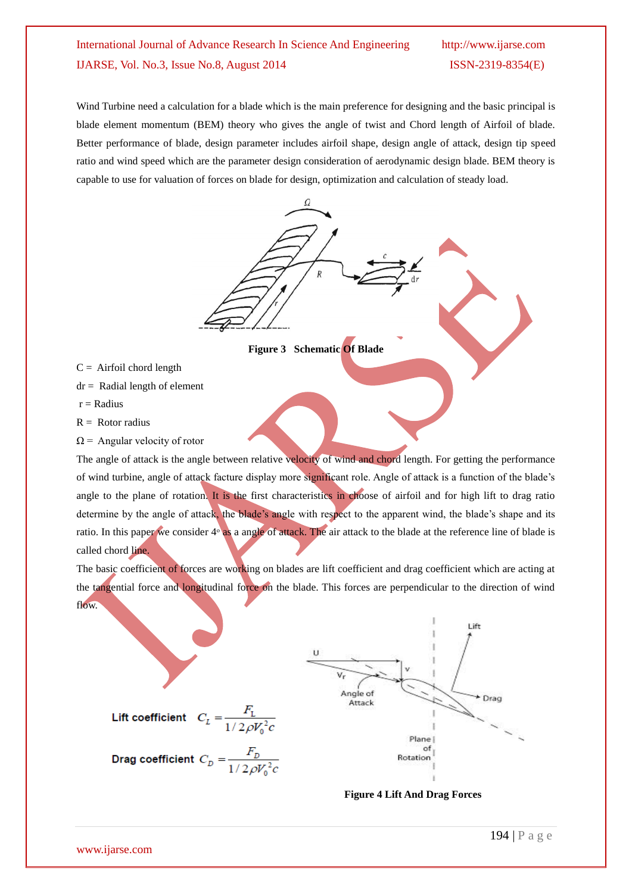Wind Turbine need a calculation for a blade which is the main preference for designing and the basic principal is blade element momentum (BEM) theory who gives the angle of twist and Chord length of Airfoil of blade. Better performance of blade, design parameter includes airfoil shape, design angle of attack, design tip speed ratio and wind speed which are the parameter design consideration of aerodynamic design blade. BEM theory is capable to use for valuation of forces on blade for design, optimization and calculation of steady load.

**Figure 3 Schematic Of Blade**

C = Airfoil chord length

dr = Radial length of element

r = Radius

R = Rotor radius

Ω = Angular velocity of rotor

The angle of attack is the angle between relative velocity of wind and chord length. For getting the performance of wind turbine, angle of attack facture display more significant role. Angle of attack is a function of the blade's angle to the plane of rotation. It is the first characteristics in choose of airfoil and for high lift to drag ratio determine by the angle of attack, the blade's angle with respect to the apparent wind, the blade's shape and its ratio. In this paper we consider 4° as a angle of attack. The air attack to the blade at the reference line of blade is called chord line.

The basic coefficient of forces are working on blades are lift coefficient and drag coefficient which are acting at the tangential force and longitudinal force on the blade. This forces are perpendicular to the direction of wind flow.

Lift coefficient $C_L = \dfrac{F_L}{1/2\rho V_0^2 c}$

Drag coefficient $C_D = \dfrac{F_D}{1/2\rho V_0^2 c}$

**Figure 4 Lift And Drag Forces**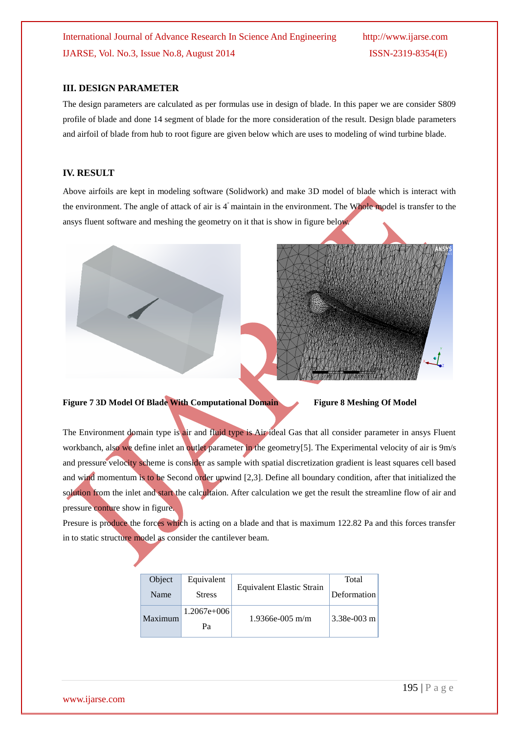## III. DESIGN PARAMETER

The design parameters are calculated as per formulas use in design of blade. In this paper we are consider S809 profile of blade and done 14 segment of blade for the more consideration of the result. Design blade parameters and airfoil of blade from hub to root figure are given below which are uses to modeling of wind turbine blade.

## IV. RESULT

Above airfoils are kept in modeling software (Solidwork) and make 3D model of blade which is interact with the environment. The angle of attack of air is 4° maintain in the environment. The Whole model is transfer to the ansys fluent software and meshing the geometry on it that is show in figure below.

**Figure 7 3D Model Of Blade With Computational Domain**

**Figure 8 Meshing Of Model**

The Environment domain type is air and fluid type is Air ideal Gas that all consider parameter in ansys Fluent workbanch, also we define inlet an outlet parameter in the geometry[5]. The Experimental velocity of air is 9m/s and pressure velocity scheme is consider as sample with spatial discretization gradient is least squares cell based and wind momentum is to be Second order upwind [2,3]. Define all boundary condition, after that initialized the solution from the inlet and start the calcultaion. After calculation we get the result the streamline flow of air and pressure conture show in figure.

Presure is produce the forces which is acting on a blade and that is maximum 122.82 Pa and this forces transfer in to static structure model as consider the cantilever beam.

| Object Name | Equivalent Stress | Equivalent Elastic Strain | Total Deformation |
|---|---|---|---|
| Maximum | 1.2067e+006 Pa | 1.9366e-005 m/m | 3.38e-003 m |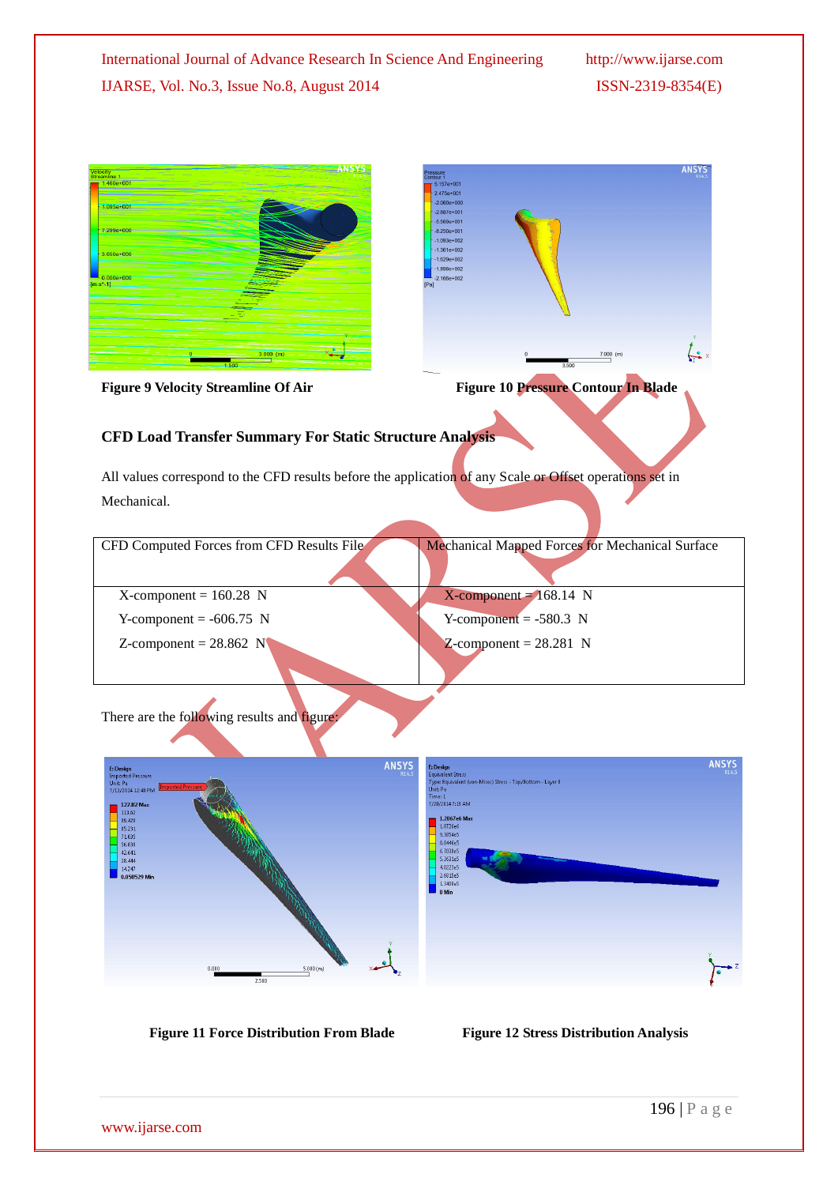Figure 9 Velocity Streamline Of Air

Figure 10 Pressure Contour In Blade

### CFD Load Transfer Summary For Static Structure Analysis

All values correspond to the CFD results before the application of any Scale or Offset operations set in Mechanical.

| CFD Computed Forces from CFD Results File | Mechanical Mapped Forces for Mechanical Surface |
|---|---|
| X-component = 160.28 N<br>Y-component = -606.75 N<br>Z-component = 28.862 N | X-component = 168.14 N<br>Y-component = -580.3 N<br>Z-component = 28.281 N |

There are the following results and figure:

Figure 11 Force Distribution From Blade

Figure 12 Stress Distribution Analysis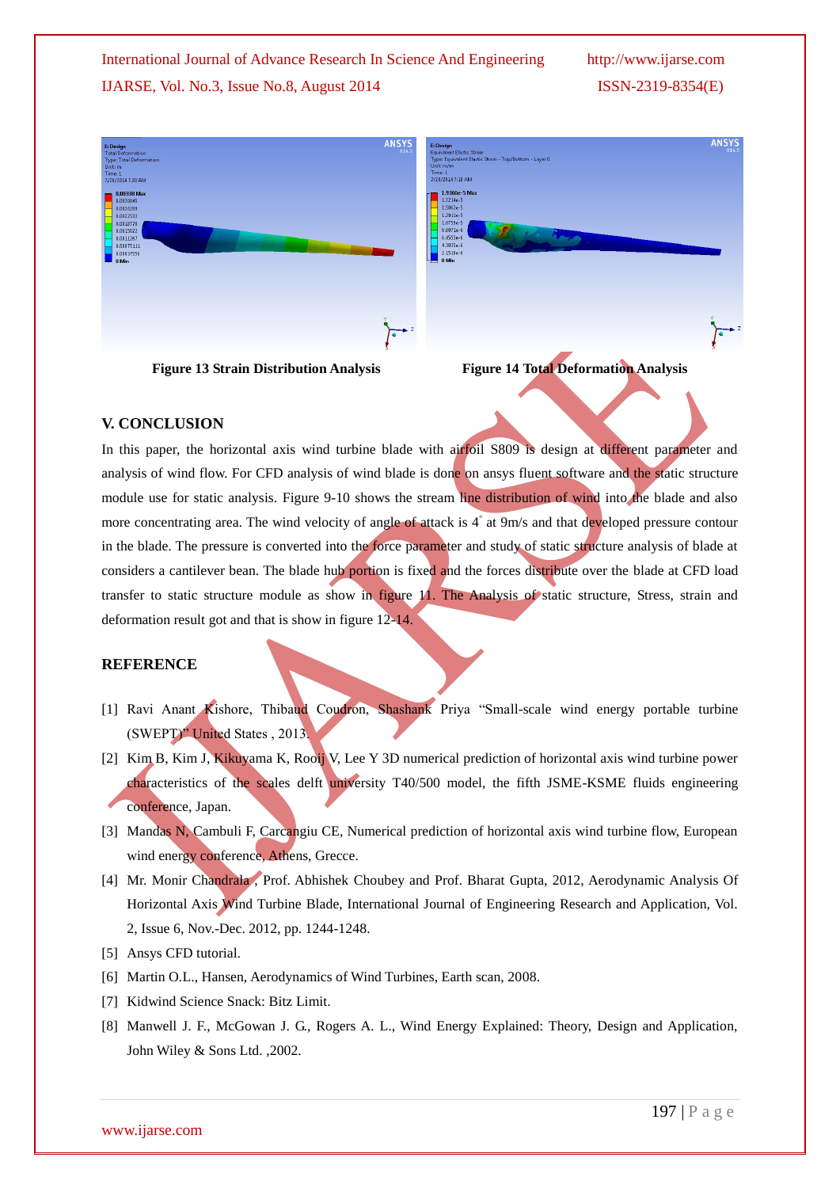Figure 13 Strain Distribution Analysis

Figure 14 Total Deformation Analysis

## V. CONCLUSION

In this paper, the horizontal axis wind turbine blade with airfoil S809 is design at different parameter and analysis of wind flow. For CFD analysis of wind blade is done on ansys fluent software and the static structure module use for static analysis. Figure 9-10 shows the stream line distribution of wind into the blade and also more concentrating area. The wind velocity of angle of attack is 4° at 9m/s and that developed pressure contour in the blade. The pressure is converted into the force parameter and study of static structure analysis of blade at considers a cantilever bean. The blade hub portion is fixed and the forces distribute over the blade at CFD load transfer to static structure module as show in figure 11. The Analysis of static structure, Stress, strain and deformation result got and that is show in figure 12-14.

## REFERENCE

[1] Ravi Anant Kishore, Thibaud Coudron, Shashank Priya "Small-scale wind energy portable turbine (SWEPT)" United States , 2013.

[2] Kim B, Kim J, Kikuyama K, Rooij V, Lee Y 3D numerical prediction of horizontal axis wind turbine power characteristics of the scales delft university T40/500 model, the fifth JSME-KSME fluids engineering conference, Japan.

[3] Mandas N, Cambuli F, Carcangiu CE, Numerical prediction of horizontal axis wind turbine flow, European wind energy conference, Athens, Grecce.

[4] Mr. Monir Chandrala , Prof. Abhishek Choubey and Prof. Bharat Gupta, 2012, Aerodynamic Analysis Of Horizontal Axis Wind Turbine Blade, International Journal of Engineering Research and Application, Vol. 2, Issue 6, Nov.-Dec. 2012, pp. 1244-1248.

[5] Ansys CFD tutorial.

[6] Martin O.L., Hansen, Aerodynamics of Wind Turbines, Earth scan, 2008.

[7] Kidwind Science Snack: Bitz Limit.

[8] Manwell J. F., McGowan J. G., Rogers A. L., Wind Energy Explained: Theory, Design and Application, John Wiley & Sons Ltd. ,2002.